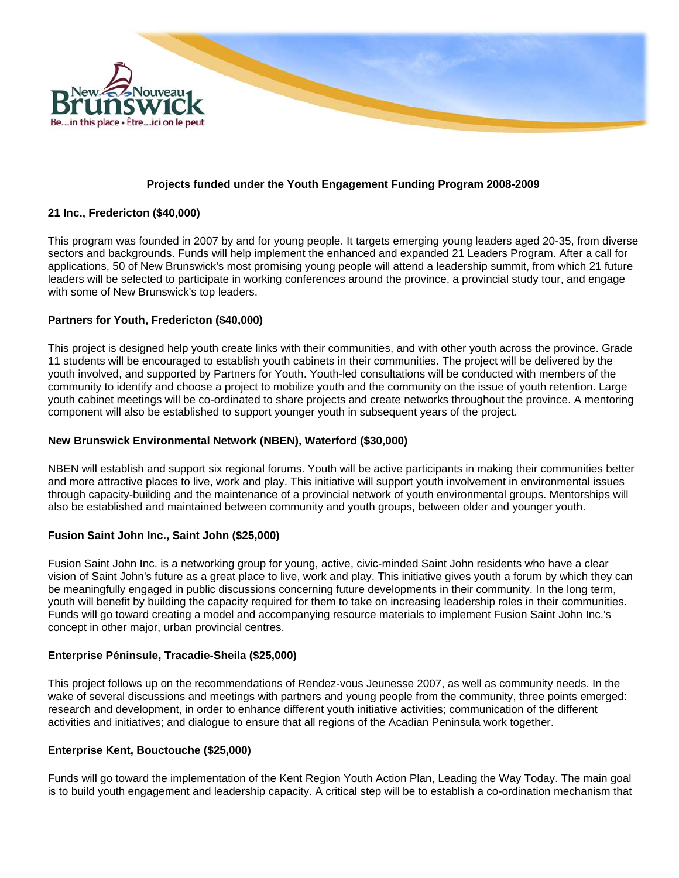New Nouveau Brunswick

Be...in this place • Être...ici on le peut

## Projects funded under the Youth Engagement Funding Program 2008-2009

**21 Inc., Fredericton ($40,000)**

This program was founded in 2007 by and for young people. It targets emerging young leaders aged 20-35, from diverse sectors and backgrounds. Funds will help implement the enhanced and expanded 21 Leaders Program. After a call for applications, 50 of New Brunswick's most promising young people will attend a leadership summit, from which 21 future leaders will be selected to participate in working conferences around the province, a provincial study tour, and engage with some of New Brunswick's top leaders.

**Partners for Youth, Fredericton ($40,000)**

This project is designed help youth create links with their communities, and with other youth across the province. Grade 11 students will be encouraged to establish youth cabinets in their communities. The project will be delivered by the youth involved, and supported by Partners for Youth. Youth-led consultations will be conducted with members of the community to identify and choose a project to mobilize youth and the community on the issue of youth retention. Large youth cabinet meetings will be co-ordinated to share projects and create networks throughout the province. A mentoring component will also be established to support younger youth in subsequent years of the project.

**New Brunswick Environmental Network (NBEN), Waterford ($30,000)**

NBEN will establish and support six regional forums. Youth will be active participants in making their communities better and more attractive places to live, work and play. This initiative will support youth involvement in environmental issues through capacity-building and the maintenance of a provincial network of youth environmental groups. Mentorships will also be established and maintained between community and youth groups, between older and younger youth.

**Fusion Saint John Inc., Saint John ($25,000)**

Fusion Saint John Inc. is a networking group for young, active, civic-minded Saint John residents who have a clear vision of Saint John's future as a great place to live, work and play. This initiative gives youth a forum by which they can be meaningfully engaged in public discussions concerning future developments in their community. In the long term, youth will benefit by building the capacity required for them to take on increasing leadership roles in their communities. Funds will go toward creating a model and accompanying resource materials to implement Fusion Saint John Inc.'s concept in other major, urban provincial centres.

**Enterprise Péninsule, Tracadie-Sheila ($25,000)**

This project follows up on the recommendations of Rendez-vous Jeunesse 2007, as well as community needs. In the wake of several discussions and meetings with partners and young people from the community, three points emerged: research and development, in order to enhance different youth initiative activities; communication of the different activities and initiatives; and dialogue to ensure that all regions of the Acadian Peninsula work together.

**Enterprise Kent, Bouctouche ($25,000)**

Funds will go toward the implementation of the Kent Region Youth Action Plan, Leading the Way Today. The main goal is to build youth engagement and leadership capacity. A critical step will be to establish a co-ordination mechanism that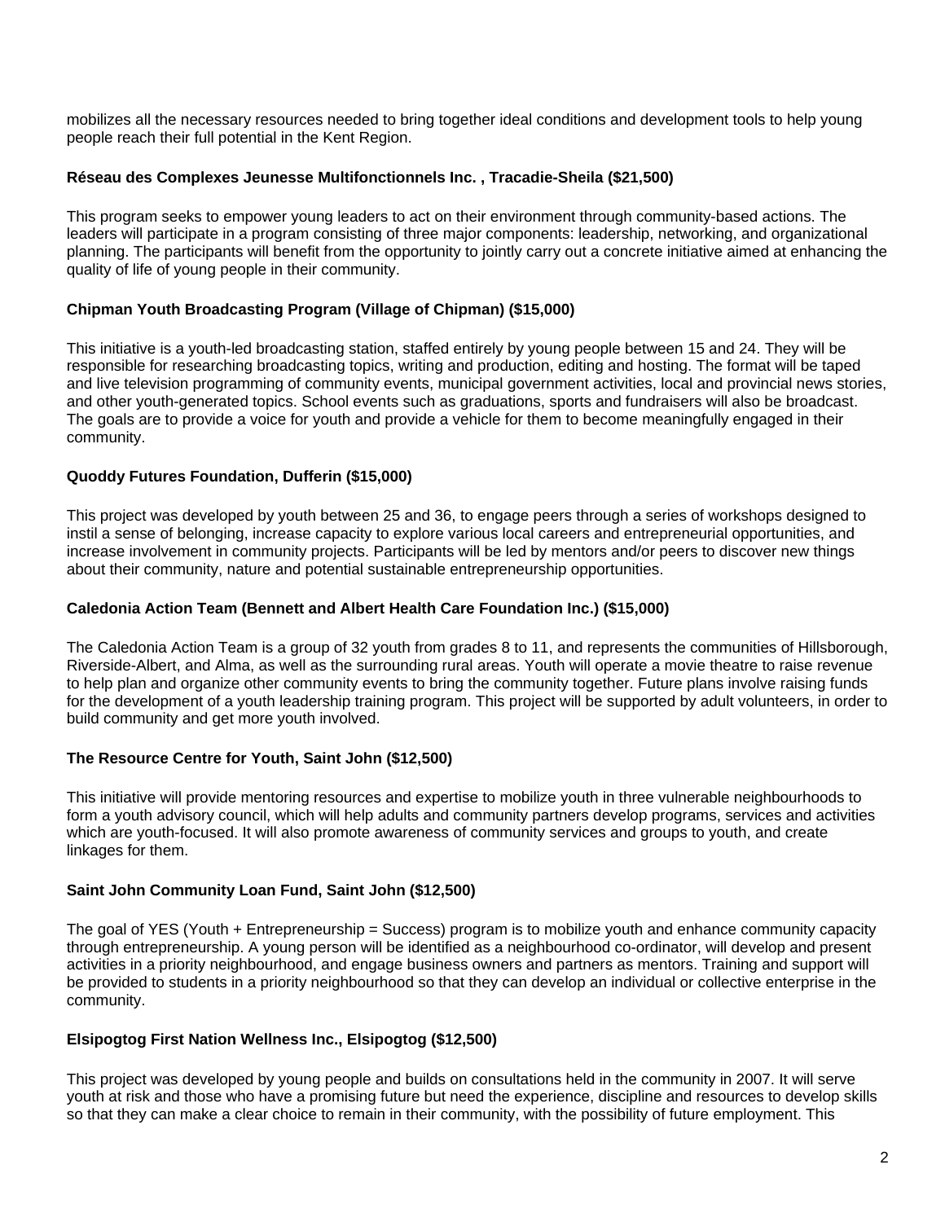mobilizes all the necessary resources needed to bring together ideal conditions and development tools to help young people reach their full potential in the Kent Region.

**Réseau des Complexes Jeunesse Multifonctionnels Inc. , Tracadie-Sheila ($21,500)**

This program seeks to empower young leaders to act on their environment through community-based actions. The leaders will participate in a program consisting of three major components: leadership, networking, and organizational planning. The participants will benefit from the opportunity to jointly carry out a concrete initiative aimed at enhancing the quality of life of young people in their community.

**Chipman Youth Broadcasting Program (Village of Chipman) ($15,000)**

This initiative is a youth-led broadcasting station, staffed entirely by young people between 15 and 24. They will be responsible for researching broadcasting topics, writing and production, editing and hosting. The format will be taped and live television programming of community events, municipal government activities, local and provincial news stories, and other youth-generated topics. School events such as graduations, sports and fundraisers will also be broadcast. The goals are to provide a voice for youth and provide a vehicle for them to become meaningfully engaged in their community.

**Quoddy Futures Foundation, Dufferin ($15,000)**

This project was developed by youth between 25 and 36, to engage peers through a series of workshops designed to instil a sense of belonging, increase capacity to explore various local careers and entrepreneurial opportunities, and increase involvement in community projects. Participants will be led by mentors and/or peers to discover new things about their community, nature and potential sustainable entrepreneurship opportunities.

**Caledonia Action Team (Bennett and Albert Health Care Foundation Inc.) ($15,000)**

The Caledonia Action Team is a group of 32 youth from grades 8 to 11, and represents the communities of Hillsborough, Riverside-Albert, and Alma, as well as the surrounding rural areas. Youth will operate a movie theatre to raise revenue to help plan and organize other community events to bring the community together. Future plans involve raising funds for the development of a youth leadership training program. This project will be supported by adult volunteers, in order to build community and get more youth involved.

**The Resource Centre for Youth, Saint John ($12,500)**

This initiative will provide mentoring resources and expertise to mobilize youth in three vulnerable neighbourhoods to form a youth advisory council, which will help adults and community partners develop programs, services and activities which are youth-focused. It will also promote awareness of community services and groups to youth, and create linkages for them.

**Saint John Community Loan Fund, Saint John ($12,500)**

The goal of YES (Youth + Entrepreneurship = Success) program is to mobilize youth and enhance community capacity through entrepreneurship. A young person will be identified as a neighbourhood co-ordinator, will develop and present activities in a priority neighbourhood, and engage business owners and partners as mentors. Training and support will be provided to students in a priority neighbourhood so that they can develop an individual or collective enterprise in the community.

**Elsipogtog First Nation Wellness Inc., Elsipogtog ($12,500)**

This project was developed by young people and builds on consultations held in the community in 2007. It will serve youth at risk and those who have a promising future but need the experience, discipline and resources to develop skills so that they can make a clear choice to remain in their community, with the possibility of future employment. This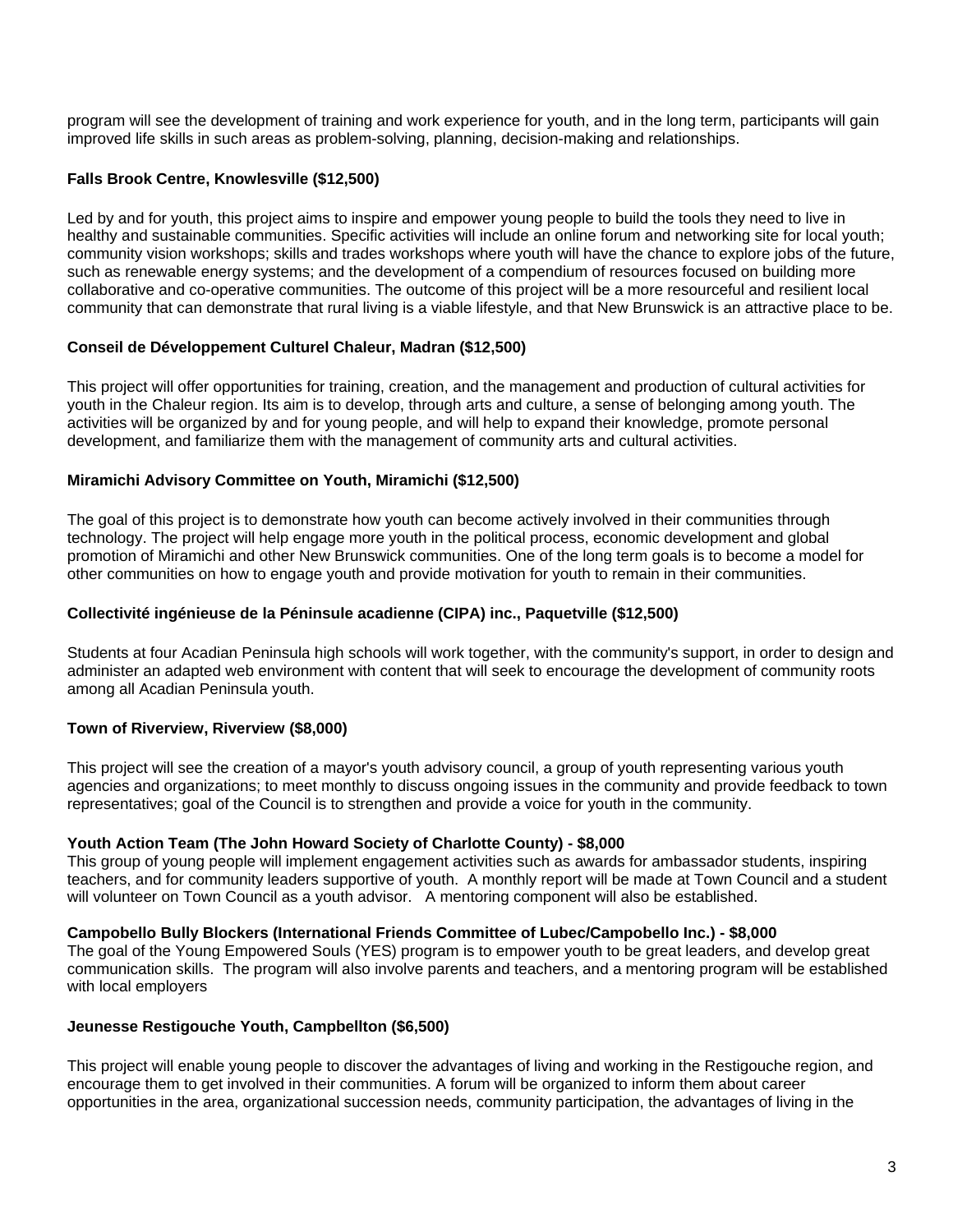program will see the development of training and work experience for youth, and in the long term, participants will gain improved life skills in such areas as problem-solving, planning, decision-making and relationships.

**Falls Brook Centre, Knowlesville ($12,500)**

Led by and for youth, this project aims to inspire and empower young people to build the tools they need to live in healthy and sustainable communities. Specific activities will include an online forum and networking site for local youth; community vision workshops; skills and trades workshops where youth will have the chance to explore jobs of the future, such as renewable energy systems; and the development of a compendium of resources focused on building more collaborative and co-operative communities. The outcome of this project will be a more resourceful and resilient local community that can demonstrate that rural living is a viable lifestyle, and that New Brunswick is an attractive place to be.

**Conseil de Développement Culturel Chaleur, Madran ($12,500)**

This project will offer opportunities for training, creation, and the management and production of cultural activities for youth in the Chaleur region. Its aim is to develop, through arts and culture, a sense of belonging among youth. The activities will be organized by and for young people, and will help to expand their knowledge, promote personal development, and familiarize them with the management of community arts and cultural activities.

**Miramichi Advisory Committee on Youth, Miramichi ($12,500)**

The goal of this project is to demonstrate how youth can become actively involved in their communities through technology. The project will help engage more youth in the political process, economic development and global promotion of Miramichi and other New Brunswick communities. One of the long term goals is to become a model for other communities on how to engage youth and provide motivation for youth to remain in their communities.

**Collectivité ingénieuse de la Péninsule acadienne (CIPA) inc., Paquetville ($12,500)**

Students at four Acadian Peninsula high schools will work together, with the community's support, in order to design and administer an adapted web environment with content that will seek to encourage the development of community roots among all Acadian Peninsula youth.

**Town of Riverview, Riverview ($8,000)**

This project will see the creation of a mayor's youth advisory council, a group of youth representing various youth agencies and organizations; to meet monthly to discuss ongoing issues in the community and provide feedback to town representatives; goal of the Council is to strengthen and provide a voice for youth in the community.

**Youth Action Team (The John Howard Society of Charlotte County) - $8,000**
This group of young people will implement engagement activities such as awards for ambassador students, inspiring teachers, and for community leaders supportive of youth. A monthly report will be made at Town Council and a student will volunteer on Town Council as a youth advisor. A mentoring component will also be established.

**Campobello Bully Blockers (International Friends Committee of Lubec/Campobello Inc.) - $8,000**
The goal of the Young Empowered Souls (YES) program is to empower youth to be great leaders, and develop great communication skills. The program will also involve parents and teachers, and a mentoring program will be established with local employers

**Jeunesse Restigouche Youth, Campbellton ($6,500)**

This project will enable young people to discover the advantages of living and working in the Restigouche region, and encourage them to get involved in their communities. A forum will be organized to inform them about career opportunities in the area, organizational succession needs, community participation, the advantages of living in the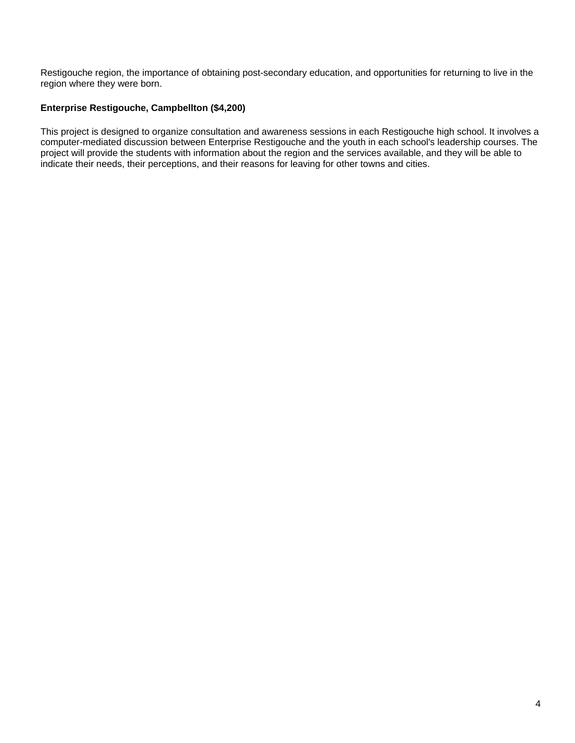Restigouche region, the importance of obtaining post-secondary education, and opportunities for returning to live in the region where they were born.

**Enterprise Restigouche, Campbellton ($4,200)**

This project is designed to organize consultation and awareness sessions in each Restigouche high school. It involves a computer-mediated discussion between Enterprise Restigouche and the youth in each school's leadership courses. The project will provide the students with information about the region and the services available, and they will be able to indicate their needs, their perceptions, and their reasons for leaving for other towns and cities.